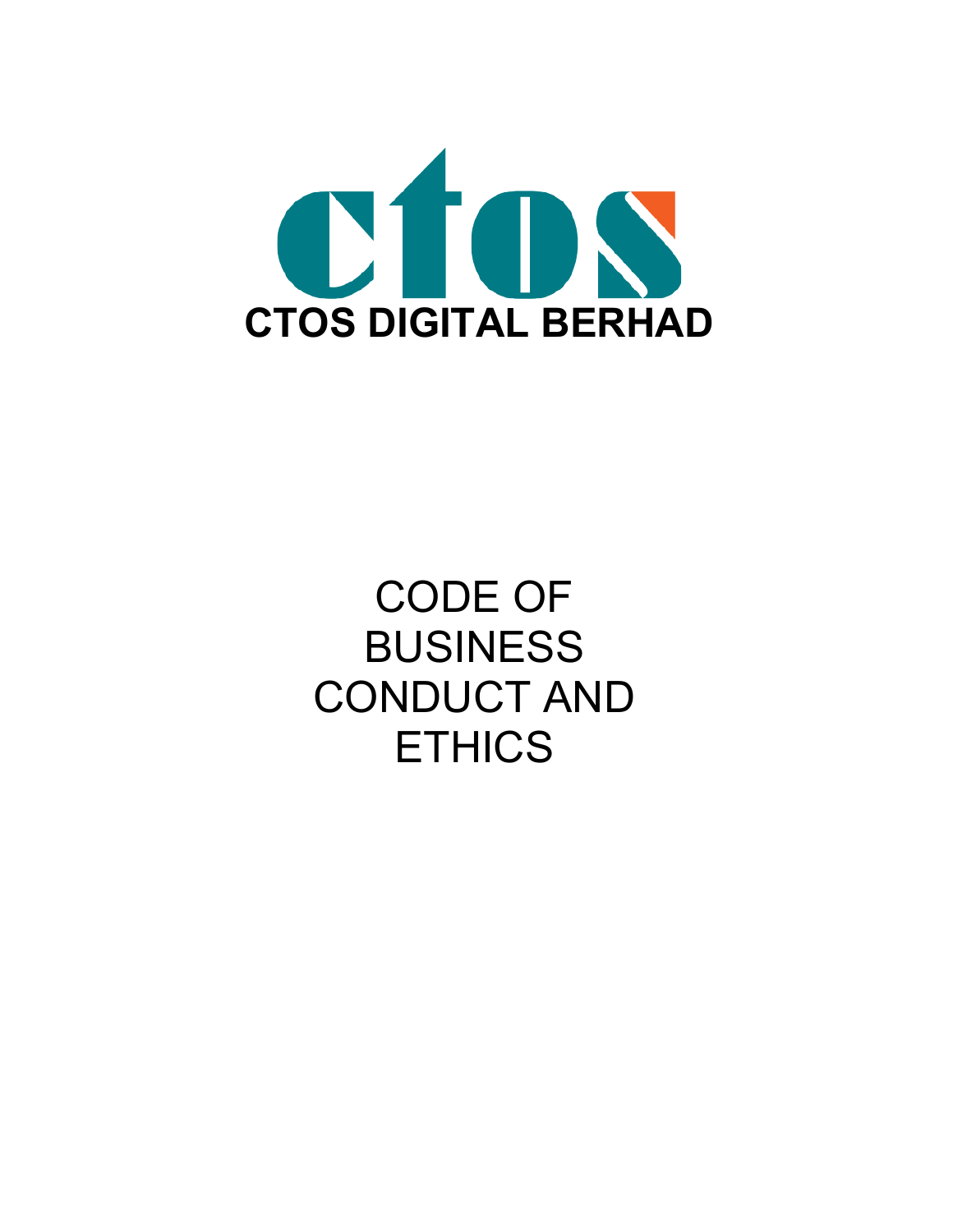# CTOS DIGITAL BERHAD

# CODE OF BUSINESS CONDUCT AND ETHICS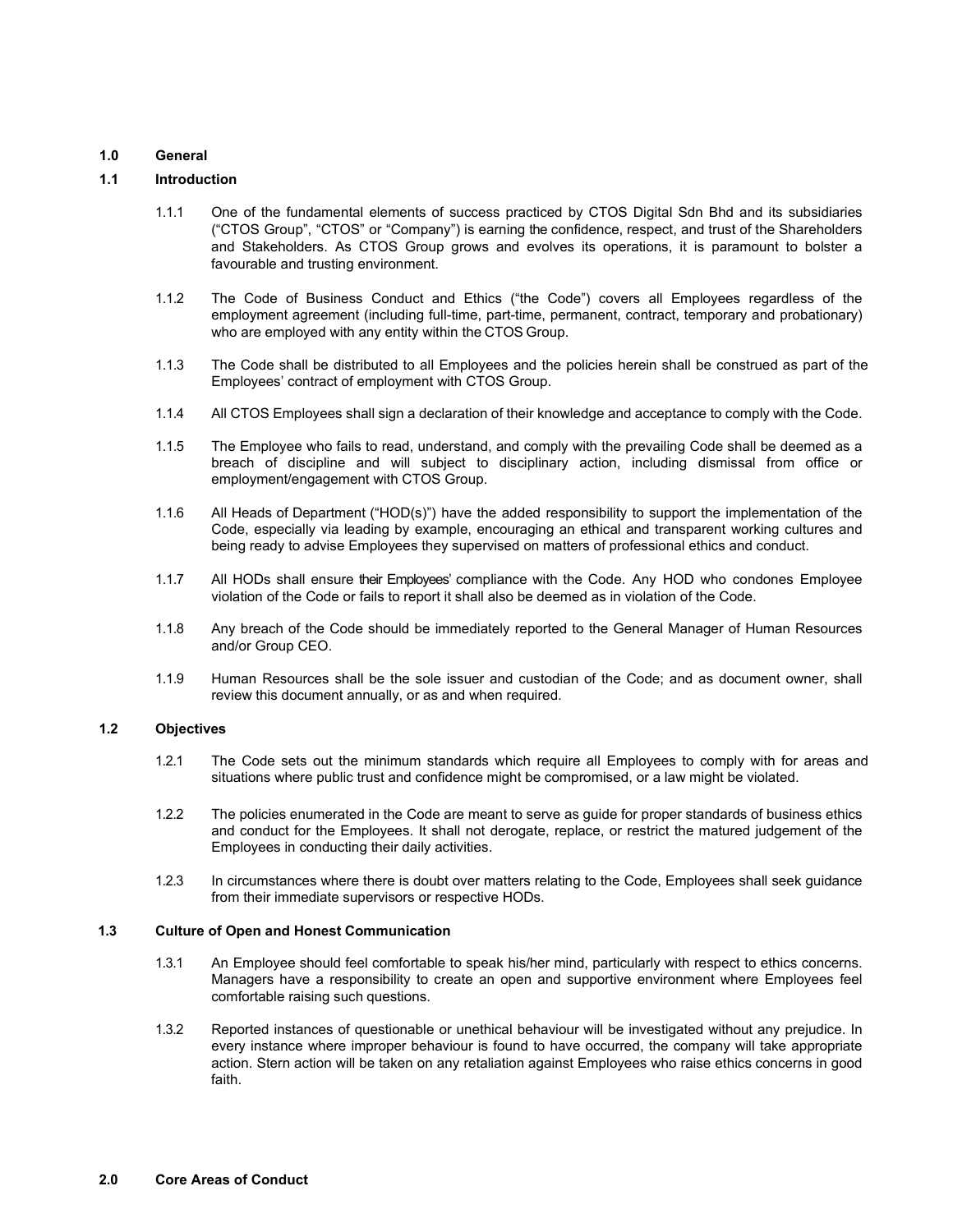# 1.0 General

## 1.1 Introduction

1.1.1 One of the fundamental elements of success practiced by CTOS Digital Sdn Bhd and its subsidiaries ("CTOS Group", "CTOS" or "Company") is earning the confidence, respect, and trust of the Shareholders and Stakeholders. As CTOS Group grows and evolves its operations, it is paramount to bolster a favourable and trusting environment.

1.1.2 The Code of Business Conduct and Ethics ("the Code") covers all Employees regardless of the employment agreement (including full-time, part-time, permanent, contract, temporary and probationary) who are employed with any entity within the CTOS Group.

1.1.3 The Code shall be distributed to all Employees and the policies herein shall be construed as part of the Employees' contract of employment with CTOS Group.

1.1.4 All CTOS Employees shall sign a declaration of their knowledge and acceptance to comply with the Code.

1.1.5 The Employee who fails to read, understand, and comply with the prevailing Code shall be deemed as a breach of discipline and will subject to disciplinary action, including dismissal from office or employment/engagement with CTOS Group.

1.1.6 All Heads of Department ("HOD(s)") have the added responsibility to support the implementation of the Code, especially via leading by example, encouraging an ethical and transparent working cultures and being ready to advise Employees they supervised on matters of professional ethics and conduct.

1.1.7 All HODs shall ensure their Employees' compliance with the Code. Any HOD who condones Employee violation of the Code or fails to report it shall also be deemed as in violation of the Code.

1.1.8 Any breach of the Code should be immediately reported to the General Manager of Human Resources and/or Group CEO.

1.1.9 Human Resources shall be the sole issuer and custodian of the Code; and as document owner, shall review this document annually, or as and when required.

## 1.2 Objectives

1.2.1 The Code sets out the minimum standards which require all Employees to comply with for areas and situations where public trust and confidence might be compromised, or a law might be violated.

1.2.2 The policies enumerated in the Code are meant to serve as guide for proper standards of business ethics and conduct for the Employees. It shall not derogate, replace, or restrict the matured judgement of the Employees in conducting their daily activities.

1.2.3 In circumstances where there is doubt over matters relating to the Code, Employees shall seek guidance from their immediate supervisors or respective HODs.

## 1.3 Culture of Open and Honest Communication

1.3.1 An Employee should feel comfortable to speak his/her mind, particularly with respect to ethics concerns. Managers have a responsibility to create an open and supportive environment where Employees feel comfortable raising such questions.

1.3.2 Reported instances of questionable or unethical behaviour will be investigated without any prejudice. In every instance where improper behaviour is found to have occurred, the company will take appropriate action. Stern action will be taken on any retaliation against Employees who raise ethics concerns in good faith.

# 2.0 Core Areas of Conduct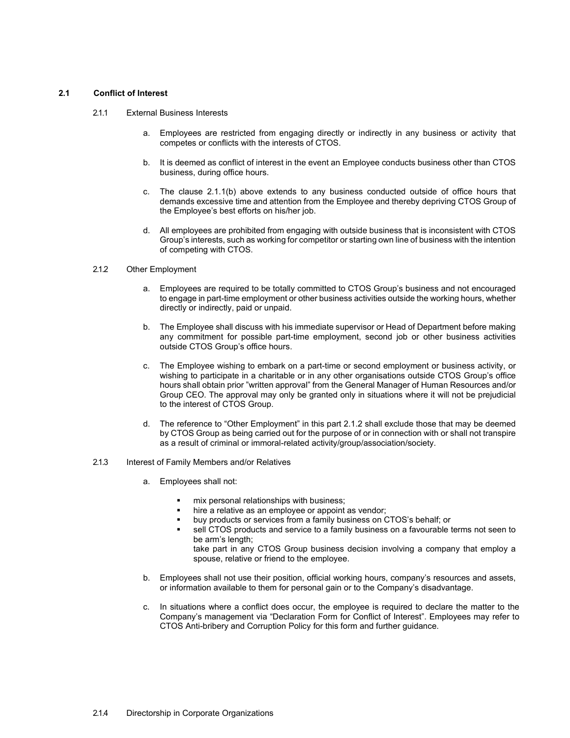## 2.1 Conflict of Interest

### 2.1.1 External Business Interests

a. Employees are restricted from engaging directly or indirectly in any business or activity that competes or conflicts with the interests of CTOS.

b. It is deemed as conflict of interest in the event an Employee conducts business other than CTOS business, during office hours.

c. The clause 2.1.1(b) above extends to any business conducted outside of office hours that demands excessive time and attention from the Employee and thereby depriving CTOS Group of the Employee's best efforts on his/her job.

d. All employees are prohibited from engaging with outside business that is inconsistent with CTOS Group's interests, such as working for competitor or starting own line of business with the intention of competing with CTOS.

### 2.1.2 Other Employment

a. Employees are required to be totally committed to CTOS Group's business and not encouraged to engage in part-time employment or other business activities outside the working hours, whether directly or indirectly, paid or unpaid.

b. The Employee shall discuss with his immediate supervisor or Head of Department before making any commitment for possible part-time employment, second job or other business activities outside CTOS Group's office hours.

c. The Employee wishing to embark on a part-time or second employment or business activity, or wishing to participate in a charitable or in any other organisations outside CTOS Group's office hours shall obtain prior "written approval" from the General Manager of Human Resources and/or Group CEO. The approval may only be granted only in situations where it will not be prejudicial to the interest of CTOS Group.

d. The reference to "Other Employment" in this part 2.1.2 shall exclude those that may be deemed by CTOS Group as being carried out for the purpose of or in connection with or shall not transpire as a result of criminal or immoral-related activity/group/association/society.

### 2.1.3 Interest of Family Members and/or Relatives

a. Employees shall not:

- mix personal relationships with business;
- hire a relative as an employee or appoint as vendor;
- buy products or services from a family business on CTOS's behalf; or
- sell CTOS products and service to a family business on a favourable terms not seen to be arm's length;
  take part in any CTOS Group business decision involving a company that employ a spouse, relative or friend to the employee.

b. Employees shall not use their position, official working hours, company's resources and assets, or information available to them for personal gain or to the Company's disadvantage.

c. In situations where a conflict does occur, the employee is required to declare the matter to the Company's management via "Declaration Form for Conflict of Interest". Employees may refer to CTOS Anti-bribery and Corruption Policy for this form and further guidance.

### 2.1.4 Directorship in Corporate Organizations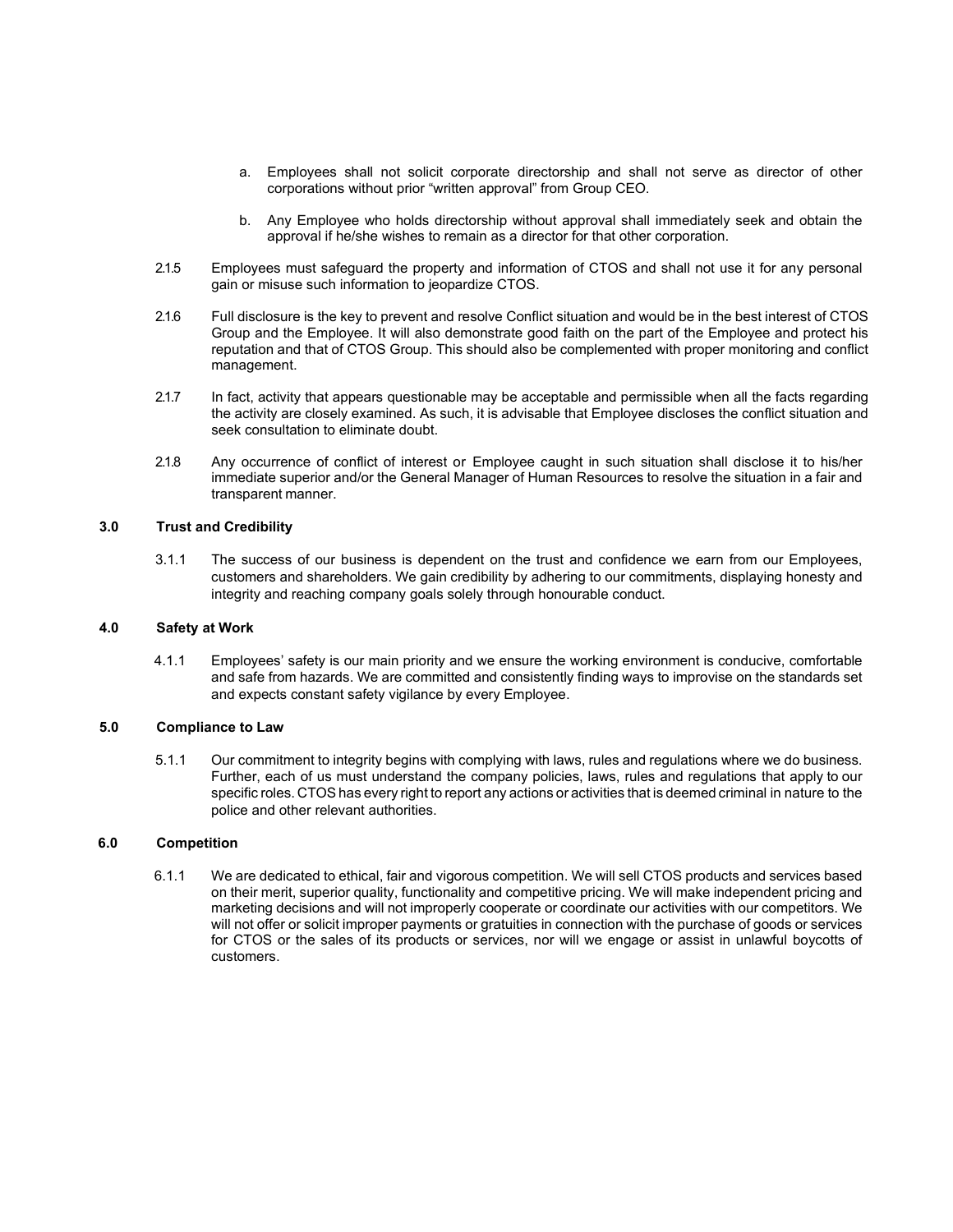a. Employees shall not solicit corporate directorship and shall not serve as director of other corporations without prior "written approval" from Group CEO.

b. Any Employee who holds directorship without approval shall immediately seek and obtain the approval if he/she wishes to remain as a director for that other corporation.

2.1.5 Employees must safeguard the property and information of CTOS and shall not use it for any personal gain or misuse such information to jeopardize CTOS.

2.1.6 Full disclosure is the key to prevent and resolve Conflict situation and would be in the best interest of CTOS Group and the Employee. It will also demonstrate good faith on the part of the Employee and protect his reputation and that of CTOS Group. This should also be complemented with proper monitoring and conflict management.

2.1.7 In fact, activity that appears questionable may be acceptable and permissible when all the facts regarding the activity are closely examined. As such, it is advisable that Employee discloses the conflict situation and seek consultation to eliminate doubt.

2.1.8 Any occurrence of conflict of interest or Employee caught in such situation shall disclose it to his/her immediate superior and/or the General Manager of Human Resources to resolve the situation in a fair and transparent manner.

## 3.0 Trust and Credibility

3.1.1 The success of our business is dependent on the trust and confidence we earn from our Employees, customers and shareholders. We gain credibility by adhering to our commitments, displaying honesty and integrity and reaching company goals solely through honourable conduct.

## 4.0 Safety at Work

4.1.1 Employees' safety is our main priority and we ensure the working environment is conducive, comfortable and safe from hazards. We are committed and consistently finding ways to improvise on the standards set and expects constant safety vigilance by every Employee.

## 5.0 Compliance to Law

5.1.1 Our commitment to integrity begins with complying with laws, rules and regulations where we do business. Further, each of us must understand the company policies, laws, rules and regulations that apply to our specific roles. CTOS has every right to report any actions or activities that is deemed criminal in nature to the police and other relevant authorities.

## 6.0 Competition

6.1.1 We are dedicated to ethical, fair and vigorous competition. We will sell CTOS products and services based on their merit, superior quality, functionality and competitive pricing. We will make independent pricing and marketing decisions and will not improperly cooperate or coordinate our activities with our competitors. We will not offer or solicit improper payments or gratuities in connection with the purchase of goods or services for CTOS or the sales of its products or services, nor will we engage or assist in unlawful boycotts of customers.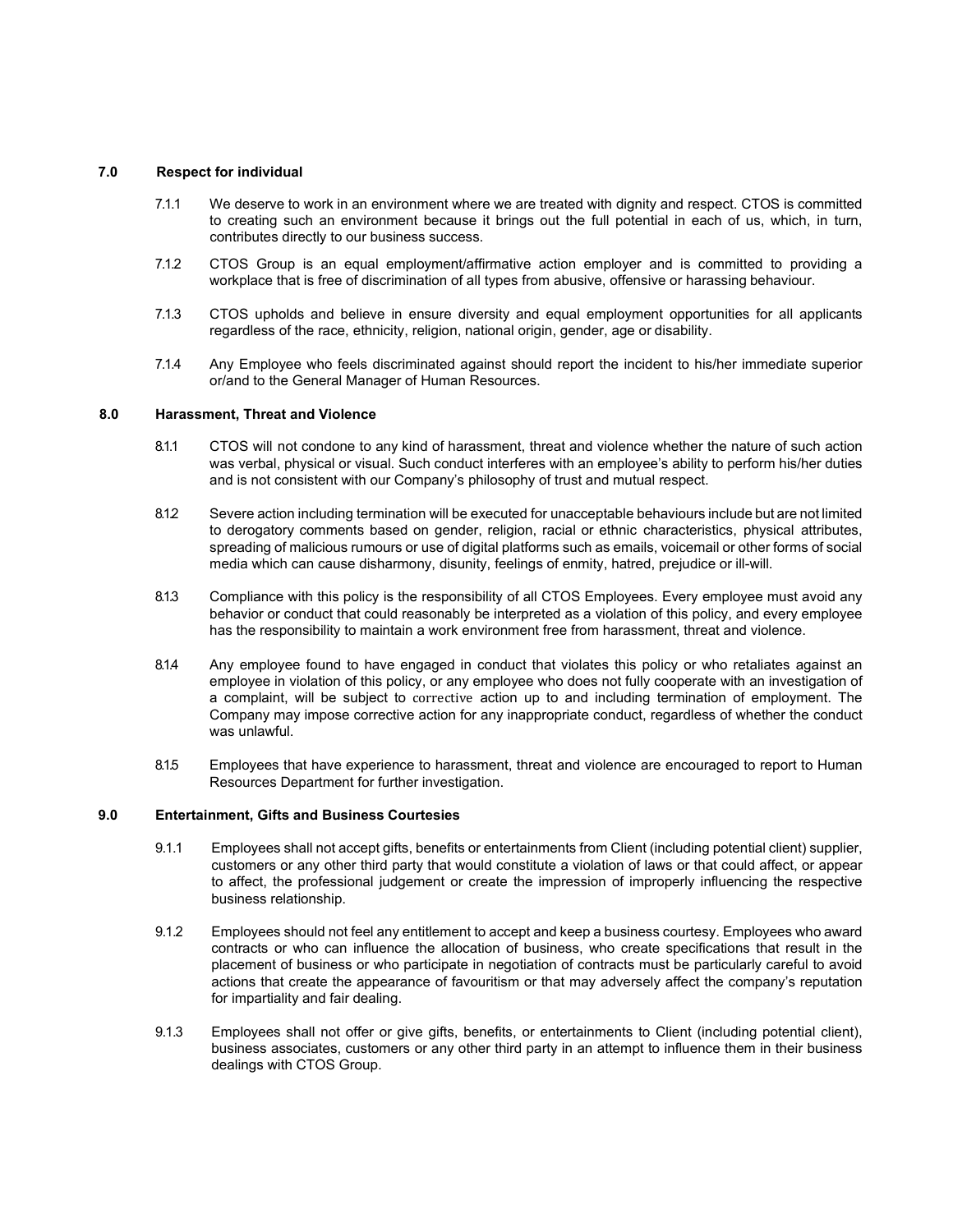## 7.0 Respect for individual

7.1.1 We deserve to work in an environment where we are treated with dignity and respect. CTOS is committed to creating such an environment because it brings out the full potential in each of us, which, in turn, contributes directly to our business success.

7.1.2 CTOS Group is an equal employment/affirmative action employer and is committed to providing a workplace that is free of discrimination of all types from abusive, offensive or harassing behaviour.

7.1.3 CTOS upholds and believe in ensure diversity and equal employment opportunities for all applicants regardless of the race, ethnicity, religion, national origin, gender, age or disability.

7.1.4 Any Employee who feels discriminated against should report the incident to his/her immediate superior or/and to the General Manager of Human Resources.

## 8.0 Harassment, Threat and Violence

8.1.1 CTOS will not condone to any kind of harassment, threat and violence whether the nature of such action was verbal, physical or visual. Such conduct interferes with an employee's ability to perform his/her duties and is not consistent with our Company's philosophy of trust and mutual respect.

8.1.2 Severe action including termination will be executed for unacceptable behaviours include but are not limited to derogatory comments based on gender, religion, racial or ethnic characteristics, physical attributes, spreading of malicious rumours or use of digital platforms such as emails, voicemail or other forms of social media which can cause disharmony, disunity, feelings of enmity, hatred, prejudice or ill-will.

8.1.3 Compliance with this policy is the responsibility of all CTOS Employees. Every employee must avoid any behavior or conduct that could reasonably be interpreted as a violation of this policy, and every employee has the responsibility to maintain a work environment free from harassment, threat and violence.

8.1.4 Any employee found to have engaged in conduct that violates this policy or who retaliates against an employee in violation of this policy, or any employee who does not fully cooperate with an investigation of a complaint, will be subject to corrective action up to and including termination of employment. The Company may impose corrective action for any inappropriate conduct, regardless of whether the conduct was unlawful.

8.1.5 Employees that have experience to harassment, threat and violence are encouraged to report to Human Resources Department for further investigation.

## 9.0 Entertainment, Gifts and Business Courtesies

9.1.1 Employees shall not accept gifts, benefits or entertainments from Client (including potential client) supplier, customers or any other third party that would constitute a violation of laws or that could affect, or appear to affect, the professional judgement or create the impression of improperly influencing the respective business relationship.

9.1.2 Employees should not feel any entitlement to accept and keep a business courtesy. Employees who award contracts or who can influence the allocation of business, who create specifications that result in the placement of business or who participate in negotiation of contracts must be particularly careful to avoid actions that create the appearance of favouritism or that may adversely affect the company's reputation for impartiality and fair dealing.

9.1.3 Employees shall not offer or give gifts, benefits, or entertainments to Client (including potential client), business associates, customers or any other third party in an attempt to influence them in their business dealings with CTOS Group.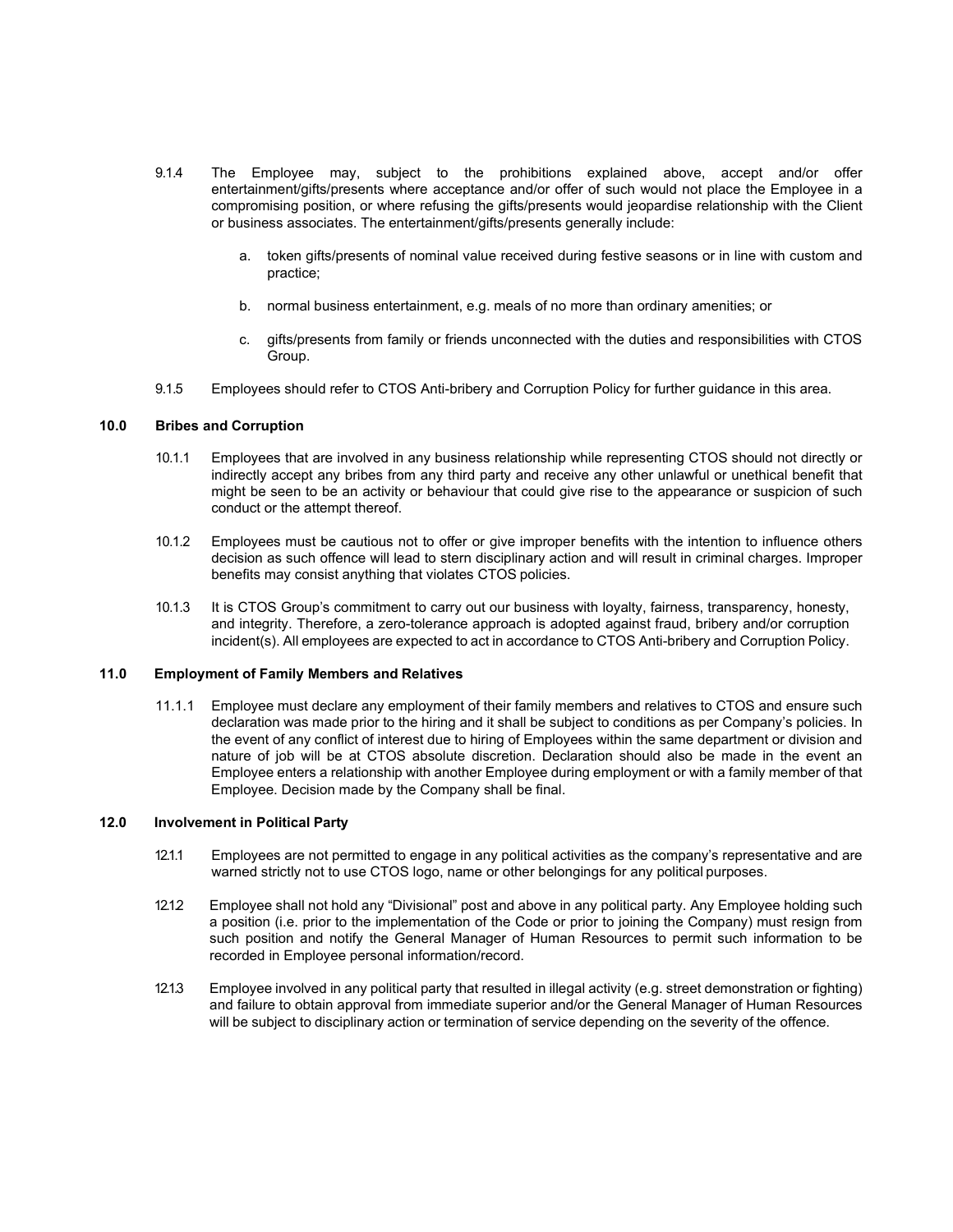9.1.4 The Employee may, subject to the prohibitions explained above, accept and/or offer entertainment/gifts/presents where acceptance and/or offer of such would not place the Employee in a compromising position, or where refusing the gifts/presents would jeopardise relationship with the Client or business associates. The entertainment/gifts/presents generally include:

a. token gifts/presents of nominal value received during festive seasons or in line with custom and practice;

b. normal business entertainment, e.g. meals of no more than ordinary amenities; or

c. gifts/presents from family or friends unconnected with the duties and responsibilities with CTOS Group.

9.1.5 Employees should refer to CTOS Anti-bribery and Corruption Policy for further guidance in this area.

### 10.0 Bribes and Corruption

10.1.1 Employees that are involved in any business relationship while representing CTOS should not directly or indirectly accept any bribes from any third party and receive any other unlawful or unethical benefit that might be seen to be an activity or behaviour that could give rise to the appearance or suspicion of such conduct or the attempt thereof.

10.1.2 Employees must be cautious not to offer or give improper benefits with the intention to influence others decision as such offence will lead to stern disciplinary action and will result in criminal charges. Improper benefits may consist anything that violates CTOS policies.

10.1.3 It is CTOS Group's commitment to carry out our business with loyalty, fairness, transparency, honesty, and integrity. Therefore, a zero-tolerance approach is adopted against fraud, bribery and/or corruption incident(s). All employees are expected to act in accordance to CTOS Anti-bribery and Corruption Policy.

### 11.0 Employment of Family Members and Relatives

11.1.1 Employee must declare any employment of their family members and relatives to CTOS and ensure such declaration was made prior to the hiring and it shall be subject to conditions as per Company's policies. In the event of any conflict of interest due to hiring of Employees within the same department or division and nature of job will be at CTOS absolute discretion. Declaration should also be made in the event an Employee enters a relationship with another Employee during employment or with a family member of that Employee. Decision made by the Company shall be final.

### 12.0 Involvement in Political Party

12.1.1 Employees are not permitted to engage in any political activities as the company's representative and are warned strictly not to use CTOS logo, name or other belongings for any political purposes.

12.1.2 Employee shall not hold any "Divisional" post and above in any political party. Any Employee holding such a position (i.e. prior to the implementation of the Code or prior to joining the Company) must resign from such position and notify the General Manager of Human Resources to permit such information to be recorded in Employee personal information/record.

12.1.3 Employee involved in any political party that resulted in illegal activity (e.g. street demonstration or fighting) and failure to obtain approval from immediate superior and/or the General Manager of Human Resources will be subject to disciplinary action or termination of service depending on the severity of the offence.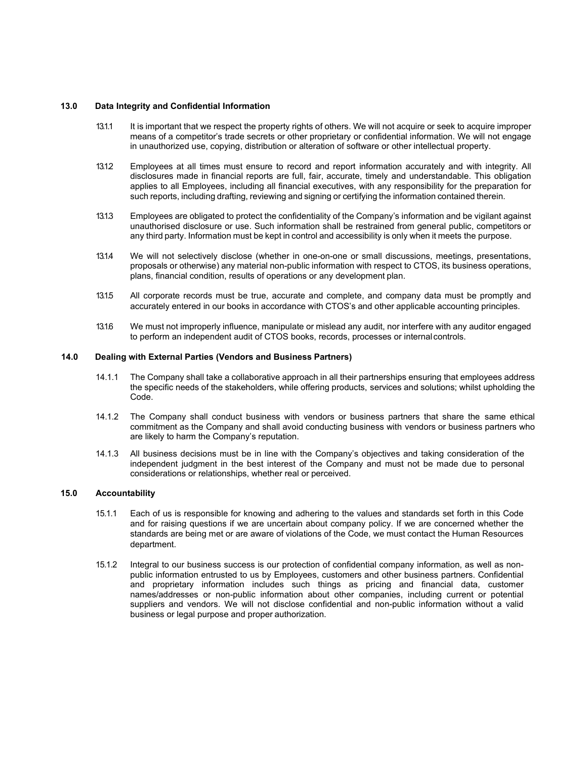## 13.0 Data Integrity and Confidential Information

13.1.1 It is important that we respect the property rights of others. We will not acquire or seek to acquire improper means of a competitor's trade secrets or other proprietary or confidential information. We will not engage in unauthorized use, copying, distribution or alteration of software or other intellectual property.

13.1.2 Employees at all times must ensure to record and report information accurately and with integrity. All disclosures made in financial reports are full, fair, accurate, timely and understandable. This obligation applies to all Employees, including all financial executives, with any responsibility for the preparation for such reports, including drafting, reviewing and signing or certifying the information contained therein.

13.1.3 Employees are obligated to protect the confidentiality of the Company's information and be vigilant against unauthorised disclosure or use. Such information shall be restrained from general public, competitors or any third party. Information must be kept in control and accessibility is only when it meets the purpose.

13.1.4 We will not selectively disclose (whether in one-on-one or small discussions, meetings, presentations, proposals or otherwise) any material non-public information with respect to CTOS, its business operations, plans, financial condition, results of operations or any development plan.

13.1.5 All corporate records must be true, accurate and complete, and company data must be promptly and accurately entered in our books in accordance with CTOS's and other applicable accounting principles.

13.1.6 We must not improperly influence, manipulate or mislead any audit, nor interfere with any auditor engaged to perform an independent audit of CTOS books, records, processes or internal controls.

## 14.0 Dealing with External Parties (Vendors and Business Partners)

14.1.1 The Company shall take a collaborative approach in all their partnerships ensuring that employees address the specific needs of the stakeholders, while offering products, services and solutions; whilst upholding the Code.

14.1.2 The Company shall conduct business with vendors or business partners that share the same ethical commitment as the Company and shall avoid conducting business with vendors or business partners who are likely to harm the Company's reputation.

14.1.3 All business decisions must be in line with the Company's objectives and taking consideration of the independent judgment in the best interest of the Company and must not be made due to personal considerations or relationships, whether real or perceived.

## 15.0 Accountability

15.1.1 Each of us is responsible for knowing and adhering to the values and standards set forth in this Code and for raising questions if we are uncertain about company policy. If we are concerned whether the standards are being met or are aware of violations of the Code, we must contact the Human Resources department.

15.1.2 Integral to our business success is our protection of confidential company information, as well as non-public information entrusted to us by Employees, customers and other business partners. Confidential and proprietary information includes such things as pricing and financial data, customer names/addresses or non-public information about other companies, including current or potential suppliers and vendors. We will not disclose confidential and non-public information without a valid business or legal purpose and proper authorization.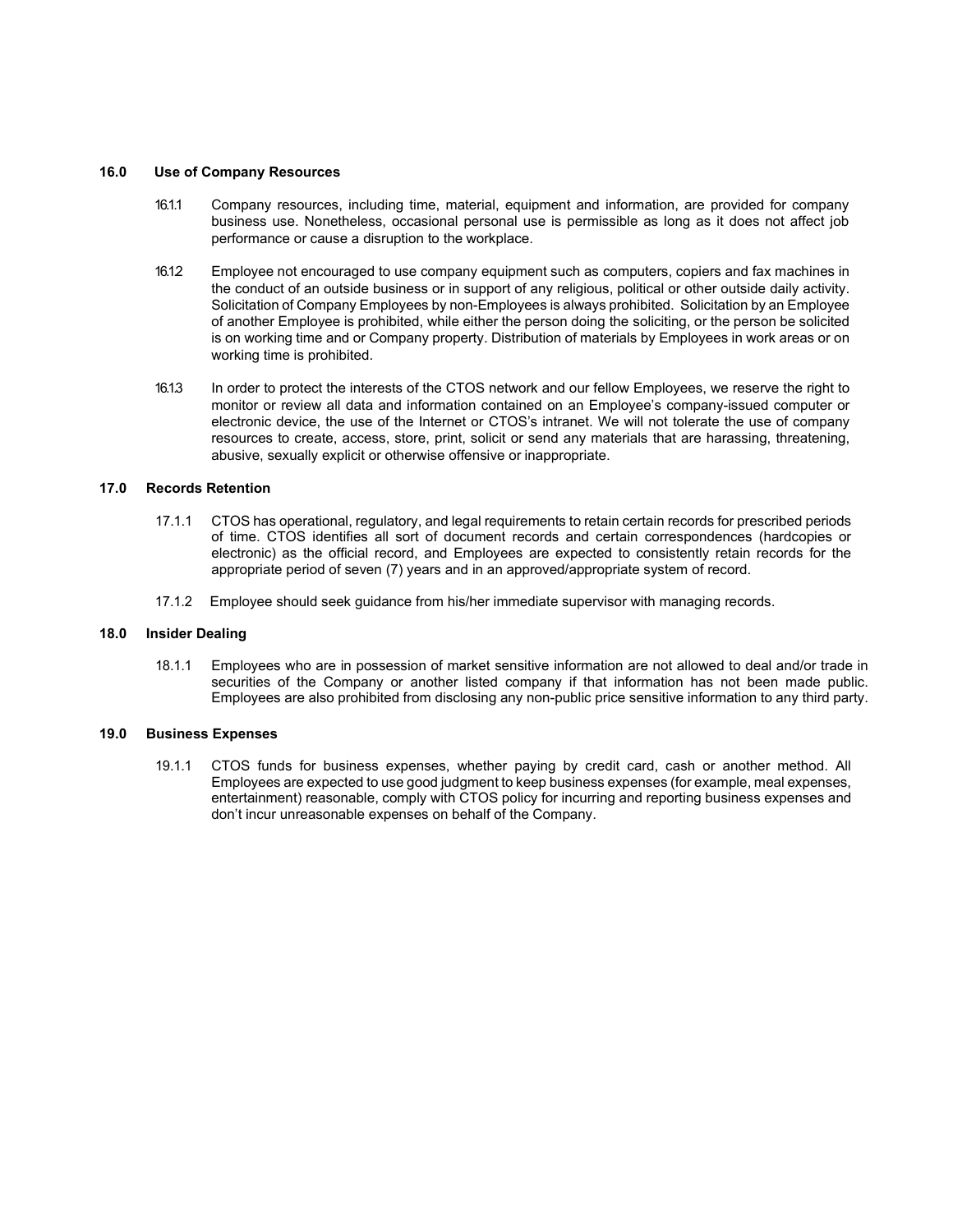## 16.0 Use of Company Resources

16.1.1 Company resources, including time, material, equipment and information, are provided for company business use. Nonetheless, occasional personal use is permissible as long as it does not affect job performance or cause a disruption to the workplace.

16.1.2 Employee not encouraged to use company equipment such as computers, copiers and fax machines in the conduct of an outside business or in support of any religious, political or other outside daily activity. Solicitation of Company Employees by non-Employees is always prohibited. Solicitation by an Employee of another Employee is prohibited, while either the person doing the soliciting, or the person be solicited is on working time and or Company property. Distribution of materials by Employees in work areas or on working time is prohibited.

16.1.3 In order to protect the interests of the CTOS network and our fellow Employees, we reserve the right to monitor or review all data and information contained on an Employee's company-issued computer or electronic device, the use of the Internet or CTOS's intranet. We will not tolerate the use of company resources to create, access, store, print, solicit or send any materials that are harassing, threatening, abusive, sexually explicit or otherwise offensive or inappropriate.

## 17.0 Records Retention

17.1.1 CTOS has operational, regulatory, and legal requirements to retain certain records for prescribed periods of time. CTOS identifies all sort of document records and certain correspondences (hardcopies or electronic) as the official record, and Employees are expected to consistently retain records for the appropriate period of seven (7) years and in an approved/appropriate system of record.

17.1.2 Employee should seek guidance from his/her immediate supervisor with managing records.

## 18.0 Insider Dealing

18.1.1 Employees who are in possession of market sensitive information are not allowed to deal and/or trade in securities of the Company or another listed company if that information has not been made public. Employees are also prohibited from disclosing any non-public price sensitive information to any third party.

## 19.0 Business Expenses

19.1.1 CTOS funds for business expenses, whether paying by credit card, cash or another method. All Employees are expected to use good judgment to keep business expenses (for example, meal expenses, entertainment) reasonable, comply with CTOS policy for incurring and reporting business expenses and don't incur unreasonable expenses on behalf of the Company.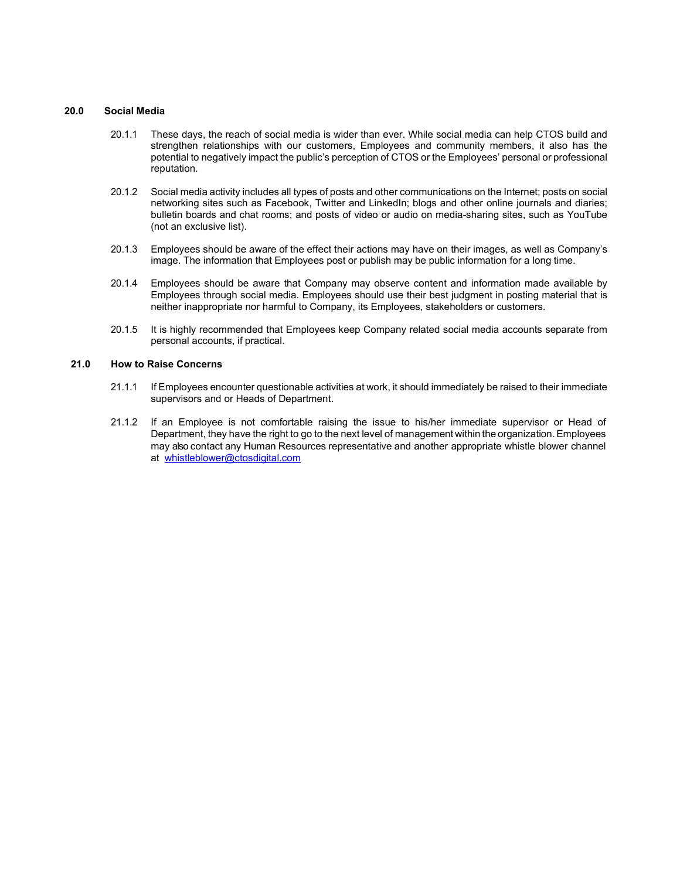## 20.0 Social Media

20.1.1 These days, the reach of social media is wider than ever. While social media can help CTOS build and strengthen relationships with our customers, Employees and community members, it also has the potential to negatively impact the public's perception of CTOS or the Employees' personal or professional reputation.

20.1.2 Social media activity includes all types of posts and other communications on the Internet; posts on social networking sites such as Facebook, Twitter and LinkedIn; blogs and other online journals and diaries; bulletin boards and chat rooms; and posts of video or audio on media-sharing sites, such as YouTube (not an exclusive list).

20.1.3 Employees should be aware of the effect their actions may have on their images, as well as Company's image. The information that Employees post or publish may be public information for a long time.

20.1.4 Employees should be aware that Company may observe content and information made available by Employees through social media. Employees should use their best judgment in posting material that is neither inappropriate nor harmful to Company, its Employees, stakeholders or customers.

20.1.5 It is highly recommended that Employees keep Company related social media accounts separate from personal accounts, if practical.

## 21.0 How to Raise Concerns

21.1.1 If Employees encounter questionable activities at work, it should immediately be raised to their immediate supervisors and or Heads of Department.

21.1.2 If an Employee is not comfortable raising the issue to his/her immediate supervisor or Head of Department, they have the right to go to the next level of management within the organization. Employees may also contact any Human Resources representative and another appropriate whistle blower channel at [whistleblower@ctosdigital.com](mailto:whistleblower@ctosdigital.com)